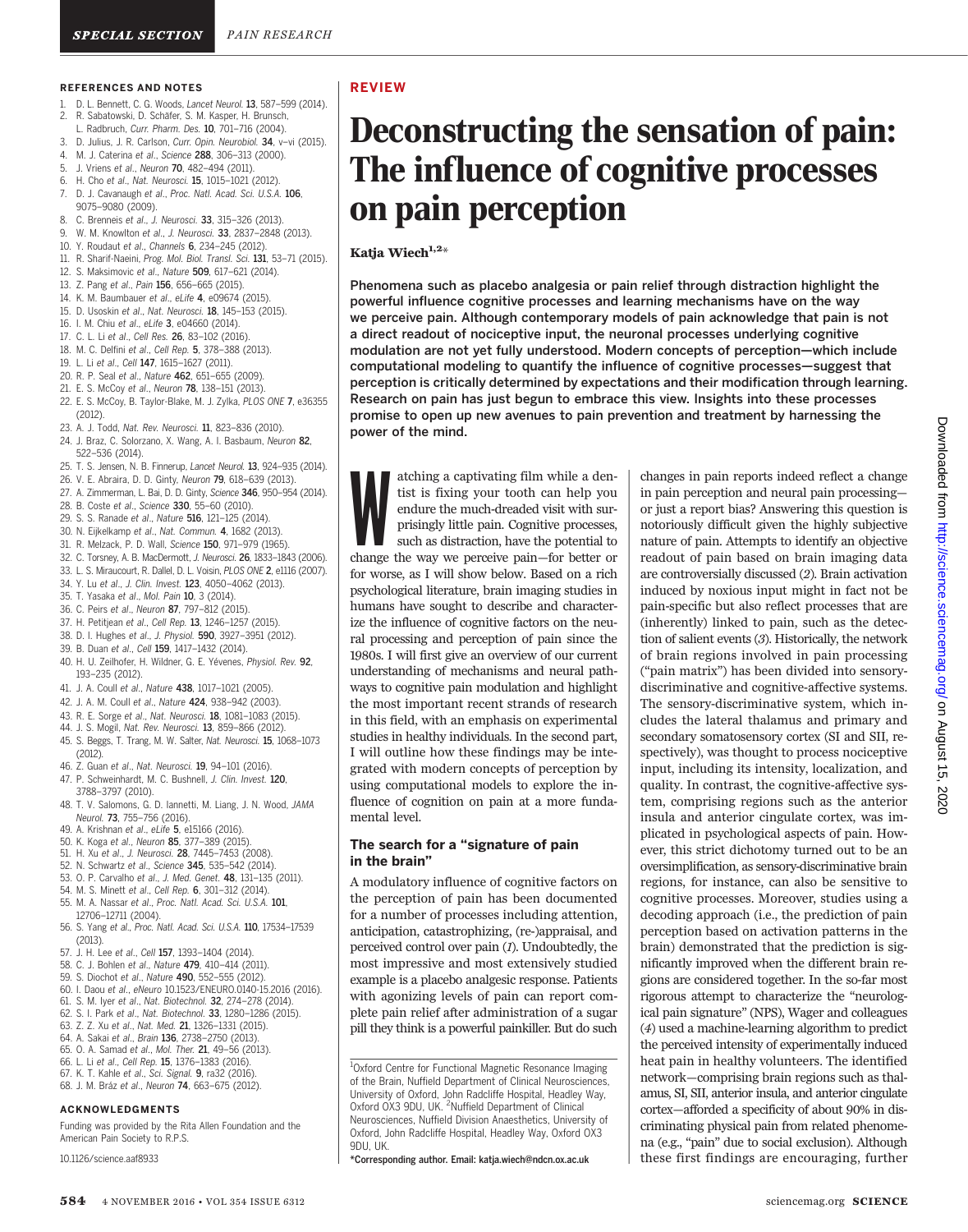## REFERENCES AND NOTES

1. D. L. Bennett, C. G. Woods, *Lancet Neurol.* **13**, 587–599 (2014).
2. R. Sabatowski, D. Schäfer, S. M. Kasper, H. Brunsch, L. Radbruch, *Curr. Pharm. Des.* **10**, 701–716 (2004).
3. D. Julius, J. R. Carlson, *Curr. Opin. Neurobiol.* **34**, v–vi (2015).
4. M. J. Caterina et al., *Science* **288**, 306–313 (2000).
5. J. Vriens et al., *Neuron* **70**, 482–494 (2011).
6. H. Cho et al., *Nat. Neurosci.* **15**, 1015–1021 (2012).
7. D. J. Cavanaugh et al., *Proc. Natl. Acad. Sci. U.S.A.* **106**, 9075–9080 (2009).
8. C. Brenneis et al., *J. Neurosci.* **33**, 315–326 (2013).
9. W. M. Knowlton et al., *J. Neurosci.* **33**, 2837–2848 (2013).
10. Y. Roudaut et al., *Channels* **6**, 234–245 (2012).
11. R. Sharif-Naeini, *Prog. Mol. Biol. Transl. Sci.* **131**, 53–71 (2015).
12. S. Maksimovic et al., *Nature* **509**, 617–621 (2014).
13. Z. Pang et al., *Pain* **156**, 656–665 (2015).
14. K. M. Baumbauer et al., *eLife* **4**, e09674 (2015).
15. D. Usoskin et al., *Nat. Neurosci.* **18**, 145–153 (2015).
16. I. M. Chiu et al., *eLife* **3**, e04660 (2014).
17. C. L. Li et al., *Cell Res.* **26**, 83–102 (2016).
18. M. C. Delfini et al., *Cell Rep.* **5**, 378–388 (2013).
19. L. Li et al., *Cell* **147**, 1615–1627 (2011).
20. R. P. Seal et al., *Nature* **462**, 651–655 (2009).
21. E. S. McCoy et al., *Neuron* **78**, 138–151 (2013).
22. E. S. McCoy, B. Taylor-Blake, M. J. Zylka, *PLOS ONE* **7**, e36355 (2012).
23. A. J. Todd, *Nat. Rev. Neurosci.* **11**, 823–836 (2010).
24. J. Braz, C. Solorzano, X. Wang, A. I. Basbaum, *Neuron* **82**, 522–536 (2014).
25. T. S. Jensen, N. B. Finnerup, *Lancet Neurol.* **13**, 924–935 (2014).
26. V. E. Abraira, D. D. Ginty, *Neuron* **79**, 618–639 (2013).
27. A. Zimmerman, L. Bai, D. D. Ginty, *Science* **346**, 950–954 (2014).
28. B. Coste et al., *Science* **330**, 55–60 (2010).
29. S. S. Ranade et al., *Nature* **516**, 121–125 (2014).
30. N. Eijkelkamp et al., *Nat. Commun.* **4**, 1682 (2013).
31. R. Melzack, P. D. Wall, *Science* **150**, 971–979 (1965).
32. C. Torsney, A. B. MacDermott, *J. Neurosci.* **26**, 1833–1843 (2006).
33. L. S. Miraucourt, R. Dallel, D. L. Voisin, *PLOS ONE* **2**, e1116 (2007).
34. Y. Lu et al., *J. Clin. Invest.* **123**, 4050–4062 (2013).
35. T. Yasaka et al., *Mol. Pain* **10**, 3 (2014).
36. C. Peirs et al., *Neuron* **87**, 797–812 (2015).
37. H. Petitjean et al., *Cell Rep.* **13**, 1246–1257 (2015).
38. D. I. Hughes et al., *J. Physiol.* **590**, 3927–3951 (2012).
39. B. Duan et al., *Cell* **159**, 1417–1432 (2014).
40. H. U. Zeilhofer, H. Wildner, G. E. Yévenes, *Physiol. Rev.* **92**, 193–235 (2012).
41. J. A. Coull et al., *Nature* **438**, 1017–1021 (2005).
42. J. A. M. Coull et al., *Nature* **424**, 938–942 (2003).
43. R. E. Sorge et al., *Nat. Neurosci.* **18**, 1081–1083 (2015).
44. J. S. Mogil, *Nat. Rev. Neurosci.* **13**, 859–866 (2012).
45. S. Beggs, T. Trang, M. W. Salter, *Nat. Neurosci.* **15**, 1068–1073 (2012).
46. Z. Guan et al., *Nat. Neurosci.* **19**, 94–101 (2016).
47. P. Schweinhardt, M. C. Bushnell, *J. Clin. Invest.* **120**, 3788–3797 (2010).
48. T. V. Salomons, G. D. Iannetti, M. Liang, J. N. Wood, *JAMA Neurol.* **73**, 755–756 (2016).
49. A. Krishnan et al., *eLife* **5**, e15166 (2016).
50. K. Koga et al., *Neuron* **85**, 377–389 (2015).
51. H. Xu et al., *J. Neurosci.* **28**, 7445–7453 (2008).
52. N. Schwartz et al., *Science* **345**, 535–542 (2014).
53. O. P. Carvalho et al., *J. Med. Genet.* **48**, 131–135 (2011).
54. M. S. Minett et al., *Cell Rep.* **6**, 301–312 (2014).
55. M. A. Nassar et al., *Proc. Natl. Acad. Sci. U.S.A.* **101**, 12706–12711 (2004).
56. S. Yang et al., *Proc. Natl. Acad. Sci. U.S.A.* **110**, 17534–17539 (2013).
57. J. H. Lee et al., *Cell* **157**, 1393–1404 (2014).
58. C. J. Bohlen et al., *Nature* **479**, 410–414 (2011).
59. S. Diochot et al., *Nature* **490**, 552–555 (2012).
60. I. Daou et al., *eNeuro* 10.1523/ENEURO.0140-15.2016 (2016).
61. S. M. Iyer et al., *Nat. Biotechnol.* **32**, 274–278 (2014).
62. S. I. Park et al., *Nat. Biotechnol.* **33**, 1280–1286 (2015).
63. Z. Z. Xu et al., *Nat. Med.* **21**, 1326–1331 (2015).
64. A. Sakai et al., *Brain* **136**, 2738–2750 (2013).
65. O. A. Samad et al., *Mol. Ther.* **21**, 49–56 (2013).
66. L. Li et al., *Cell Rep.* **15**, 1376–1383 (2016).
67. K. T. Kahle et al., *Sci. Signal.* **9**, ra32 (2016).
68. J. M. Bráz et al., *Neuron* **74**, 663–675 (2012).

## ACKNOWLEDGMENTS

Funding was provided by the Rita Allen Foundation and the American Pain Society to R.P.S.

10.1126/science.aaf8933

REVIEW

# Deconstructing the sensation of pain: The influence of cognitive processes on pain perception

**Katja Wiech**[1,2]*

**Phenomena such as placebo analgesia or pain relief through distraction highlight the powerful influence cognitive processes and learning mechanisms have on the way we perceive pain. Although contemporary models of pain acknowledge that pain is not a direct readout of nociceptive input, the neuronal processes underlying cognitive modulation are not yet fully understood. Modern concepts of perception—which include computational modeling to quantify the influence of cognitive processes—suggest that perception is critically determined by expectations and their modification through learning. Research on pain has just begun to embrace this view. Insights into these processes promise to open up new avenues to pain prevention and treatment by harnessing the power of the mind.**

Watching a captivating film while a dentist is fixing your tooth can help you endure the much-dreaded visit with surprisingly little pain. Cognitive processes, such as distraction, have the potential to change the way we perceive pain—for better or for worse, as I will show below. Based on a rich psychological literature, brain imaging studies in humans have sought to describe and characterize the influence of cognitive factors on the neural processing and perception of pain since the 1980s. I will first give an overview of our current understanding of mechanisms and neural pathways to cognitive pain modulation and highlight the most important recent strands of research in this field, with an emphasis on experimental studies in healthy individuals. In the second part, I will outline how these findings may be integrated with modern concepts of perception by using computational models to explore the influence of cognition on pain at a more fundamental level.

### The search for a "signature of pain in the brain"

A modulatory influence of cognitive factors on the perception of pain has been documented for a number of processes including attention, anticipation, catastrophizing, (re-)appraisal, and perceived control over pain (*1*). Undoubtedly, the most impressive and most extensively studied example is a placebo analgesic response. Patients with agonizing levels of pain can report complete pain relief after administration of a sugar pill they think is a powerful painkiller. But do such changes in pain reports indeed reflect a change in pain perception and neural pain processing—or just a report bias? Answering this question is notoriously difficult given the highly subjective nature of pain. Attempts to identify an objective readout of pain based on brain imaging data are controversially discussed (*2*). Brain activation induced by noxious input might in fact not be pain-specific but also reflect processes that are (inherently) linked to pain, such as the detection of salient events (*3*). Historically, the network of brain regions involved in pain processing ("pain matrix") has been divided into sensory-discriminative and cognitive-affective systems. The sensory-discriminative system, which includes the lateral thalamus and primary and secondary somatosensory cortex (SI and SII, respectively), was thought to process nociceptive input, including its intensity, localization, and quality. In contrast, the cognitive-affective system, comprising regions such as the anterior insula and anterior cingulate cortex, was implicated in psychological aspects of pain. However, this strict dichotomy turned out to be an oversimplification, as sensory-discriminative brain regions, for instance, can also be sensitive to cognitive processes. Moreover, studies using a decoding approach (i.e., the prediction of pain perception based on activation patterns in the brain) demonstrated that the prediction is significantly improved when the different brain regions are considered together. In the so-far most rigorous attempt to characterize the "neurological pain signature" (NPS), Wager and colleagues (*4*) used a machine-learning algorithm to predict the perceived intensity of experimentally induced heat pain in healthy volunteers. The identified network—comprising brain regions such as thalamus, SI, SII, anterior insula, and anterior cingulate cortex—afforded a specificity of about 90% in discriminating physical pain from related phenomena (e.g., "pain" due to social exclusion). Although these first findings are encouraging, further

[1]Oxford Centre for Functional Magnetic Resonance Imaging of the Brain, Nuffield Department of Clinical Neurosciences, University of Oxford, John Radcliffe Hospital, Headley Way, Oxford OX3 9DU, UK. [2]Nuffield Department of Clinical Neurosciences, Nuffield Division Anaesthetics, University of Oxford, John Radcliffe Hospital, Headley Way, Oxford OX3 9DU, UK.

*Corresponding author. Email: katja.wiech@ndcn.ox.ac.uk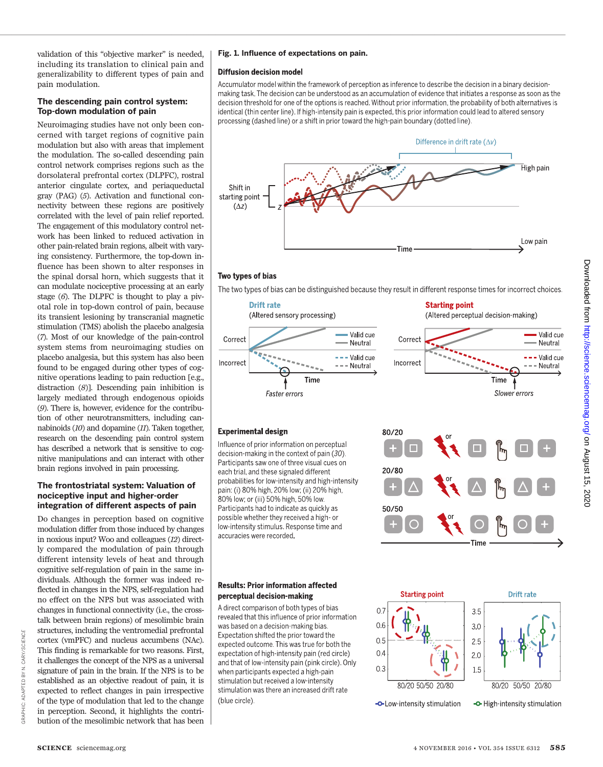validation of this "objective marker" is needed, including its translation to clinical pain and generalizability to different types of pain and pain modulation.

### The descending pain control system: Top-down modulation of pain

Neuroimaging studies have not only been concerned with target regions of cognitive pain modulation but also with areas that implement the modulation. The so-called descending pain control network comprises regions such as the dorsolateral prefrontal cortex (DLPFC), rostral anterior cingulate cortex, and periaqueductal gray (PAG) (*5*). Activation and functional connectivity between these regions are positively correlated with the level of pain relief reported. The engagement of this modulatory control network has been linked to reduced activation in other pain-related brain regions, albeit with varying consistency. Furthermore, the top-down influence has been shown to alter responses in the spinal dorsal horn, which suggests that it can modulate nociceptive processing at an early stage (*6*). The DLPFC is thought to play a pivotal role in top-down control of pain, because its transient lesioning by transcranial magnetic stimulation (TMS) abolish the placebo analgesia (*7*). Most of our knowledge of the pain-control system stems from neuroimaging studies on placebo analgesia, but this system has also been found to be engaged during other types of cognitive operations leading to pain reduction [e.g., distraction (*8*)]. Descending pain inhibition is largely mediated through endogenous opioids (*9*). There is, however, evidence for the contribution of other neurotransmitters, including cannabinoids (*10*) and dopamine (*11*). Taken together, research on the descending pain control system has described a network that is sensitive to cognitive manipulations and can interact with other brain regions involved in pain processing.

### The frontostriatal system: Valuation of nociceptive input and higher-order integration of different aspects of pain

Do changes in perception based on cognitive modulation differ from those induced by changes in noxious input? Woo and colleagues (*12*) directly compared the modulation of pain through different intensity levels of heat and through cognitive self-regulation of pain in the same individuals. Although the former was indeed reflected in changes in the NPS, self-regulation had no effect on the NPS but was associated with changes in functional connectivity (i.e., the cross-talk between brain regions) of mesolimbic brain structures, including the ventromedial prefrontal cortex (vmPFC) and nucleus accumbens (NAc). This finding is remarkable for two reasons. First, it challenges the concept of the NPS as a universal signature of pain in the brain. If the NPS is to be established as an objective readout of pain, it is expected to reflect changes in pain irrespective of the type of modulation that led to the change in perception. Second, it highlights the contribution of the mesolimbic network that has been

**Fig. 1. Influence of expectations on pain.**

**Diffusion decision model**

Accumulator model within the framework of perception as inference to describe the decision in a binary decision-making task. The decision can be understood as an accumulation of evidence that initiates a response as soon as the decision threshold for one of the options is reached. Without prior information, the probability of both alternatives is identical (thin center line). If high-intensity pain is expected, this prior information could lead to altered sensory processing (dashed line) or a shift in prior toward the high-pain boundary (dotted line).

**Two types of bias**

The two types of bias can be distinguished because they result in different response times for incorrect choices.

**Experimental design**

Influence of prior information on perceptual decision-making in the context of pain (*30*). Participants saw one of three visual cues on each trial, and these signaled different probabilities for low-intensity and high-intensity pain: (i) 80% high, 20% low; (ii) 20% high, 80% low; or (iii) 50% high, 50% low. Participants had to indicate as quickly as possible whether they received a high- or low-intensity stimulus. Response time and accuracies were recorded.

**Results: Prior information affected perceptual decision-making**

A direct comparison of both types of bias revealed that this influence of prior information was based on a decision-making bias. Expectation shifted the prior toward the expected outcome. This was true for both the expectation of high-intensity pain (red circle) and that of low-intensity pain (pink circle). Only when participants expected a high-pain stimulation but received a low-intensity stimulation was there an increased drift rate (blue circle).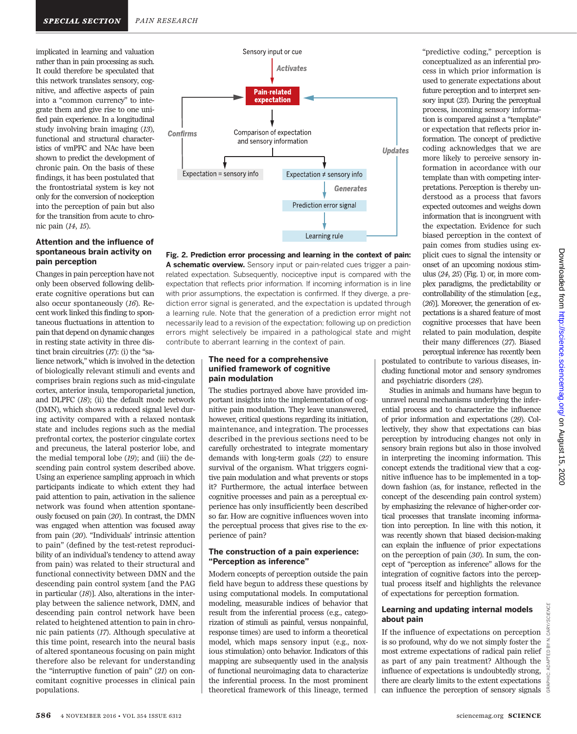implicated in learning and valuation rather than in pain processing as such. It could therefore be speculated that this network translates sensory, cognitive, and affective aspects of pain into a "common currency" to integrate them and give rise to one unified pain experience. In a longitudinal study involving brain imaging (*13*), functional and structural characteristics of vmPFC and NAc have been shown to predict the development of chronic pain. On the basis of these findings, it has been postulated that the frontostriatal system is key not only for the conversion of nociception into the perception of pain but also for the transition from acute to chronic pain (*14*, *15*).

## Attention and the influence of spontaneous brain activity on pain perception

Changes in pain perception have not only been observed following deliberate cognitive operations but can also occur spontaneously (*16*). Recent work linked this finding to spontaneous fluctuations in attention to pain that depend on dynamic changes in resting state activity in three distinct brain circuitries (*17*): (i) the "salience network," which is involved in the detection of biologically relevant stimuli and events and comprises brain regions such as mid-cingulate cortex, anterior insula, temporoparietal junction, and DLPFC (*18*); (ii) the default mode network (DMN), which shows a reduced signal level during activity compared with a relaxed nontask state and includes regions such as the medial prefrontal cortex, the posterior cingulate cortex and precuneus, the lateral posterior lobe, and the medial temporal lobe (*19*); and (iii) the descending pain control system described above. Using an experience sampling approach in which participants indicate to which extent they had paid attention to pain, activation in the salience network was found when attention spontaneously focused on pain (*20*). In contrast, the DMN was engaged when attention was focused away from pain (*20*). "Individuals' intrinsic attention to pain" (defined by the test-retest reproducibility of an individual's tendency to attend away from pain) was related to their structural and functional connectivity between DMN and the descending pain control system [and the PAG in particular (*18*)]. Also, alterations in the interplay between the salience network, DMN, and descending pain control network have been related to heightened attention to pain in chronic pain patients (*17*). Although speculative at this time point, research into the neural basis of altered spontaneous focusing on pain might therefore also be relevant for understanding the "interruptive function of pain" (*21*) on concomitant cognitive processes in clinical pain populations.

Sensory input or cue → *Activates* → **Pain-related expectation** → Comparison of expectation and sensory information → Expectation = sensory info (*Confirms* → Pain-related expectation) / Expectation ≠ sensory info → *Generates* → Prediction error signal → Learning rule → *Updates* → Pain-related expectation

**Fig. 2. Prediction error processing and learning in the context of pain: A schematic overview.** Sensory input or pain-related cues trigger a pain-related expectation. Subsequently, nociceptive input is compared with the expectation that reflects prior information. If incoming information is in line with prior assumptions, the expectation is confirmed. If they diverge, a prediction error signal is generated, and the expectation is updated through a learning rule. Note that the generation of a prediction error might not necessarily lead to a revision of the expectation; following up on prediction errors might selectively be impaired in a pathological state and might contribute to aberrant learning in the context of pain.

## The need for a comprehensive unified framework of cognitive pain modulation

The studies portrayed above have provided important insights into the implementation of cognitive pain modulation. They leave unanswered, however, critical questions regarding its initiation, maintenance, and integration. The processes described in the previous sections need to be carefully orchestrated to integrate momentary demands with long-term goals (*22*) to ensure survival of the organism. What triggers cognitive pain modulation and what prevents or stops it? Furthermore, the actual interface between cognitive processes and pain as a perceptual experience has only insufficiently been described so far. How are cognitive influences woven into the perceptual process that gives rise to the experience of pain?

## The construction of a pain experience: "Perception as inference"

Modern concepts of perception outside the pain field have begun to address these questions by using computational models. In computational modeling, measurable indices of behavior that result from the inferential process (e.g., categorization of stimuli as painful, versus nonpainful, response times) are used to inform a theoretical model, which maps sensory input (e.g., noxious stimulation) onto behavior. Indicators of this mapping are subsequently used in the analysis of functional neuroimaging data to characterize the inferential process. In the most prominent theoretical framework of this lineage, termed "predictive coding," perception is conceptualized as an inferential process in which prior information is used to generate expectations about future perception and to interpret sensory input (*23*). During the perceptual process, incoming sensory information is compared against a "template" or expectation that reflects prior information. The concept of predictive coding acknowledges that we are more likely to perceive sensory information in accordance with our template than with competing interpretations. Perception is thereby understood as a process that favors expected outcomes and weighs down information that is incongruent with the expectation. Evidence for such biased perception in the context of pain comes from studies using explicit cues to signal the intensity or onset of an upcoming noxious stimulus (*24*, *25*) (Fig. 1) or, in more complex paradigms, the predictability or controllability of the stimulation [e.g., (*26*)]. Moreover, the generation of expectations is a shared feature of most cognitive processes that have been related to pain modulation, despite their many differences (*27*). Biased perceptual inference has recently been postulated to contribute to various diseases, including functional motor and sensory syndromes and psychiatric disorders (*28*).

Studies in animals and humans have begun to unravel neural mechanisms underlying the inferential process and to characterize the influence of prior information and expectations (*29*). Collectively, they show that expectations can bias perception by introducing changes not only in sensory brain regions but also in those involved in interpreting the incoming information. This concept extends the traditional view that a cognitive influence has to be implemented in a top-down fashion (as, for instance, reflected in the concept of the descending pain control system) by emphasizing the relevance of higher-order cortical processes that translate incoming information into perception. In line with this notion, it was recently shown that biased decision-making can explain the influence of prior expectations on the perception of pain (*30*). In sum, the concept of "perception as inference" allows for the integration of cognitive factors into the perceptual process itself and highlights the relevance of expectations for perception formation.

## Learning and updating internal models about pain

If the influence of expectations on perception is so profound, why do we not simply foster the most extreme expectations of radical pain relief as part of any pain treatment? Although the influence of expectations is undoubtedly strong, there are clearly limits to the extent expectations can influence the perception of sensory signals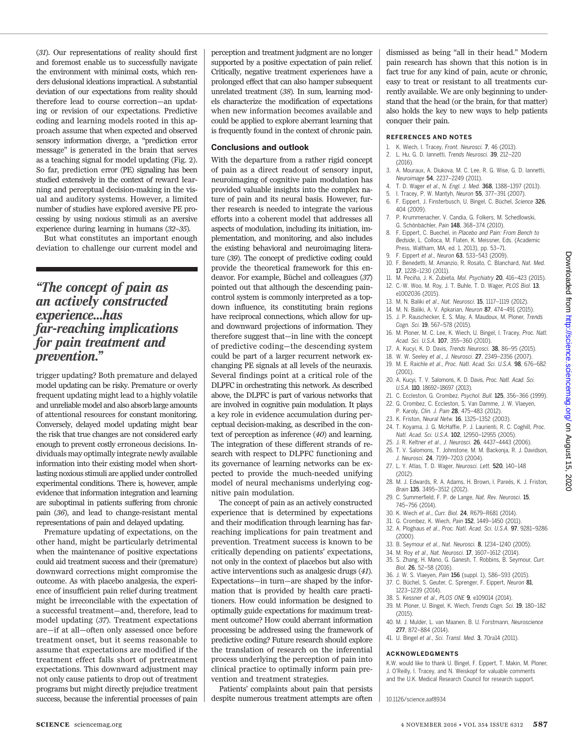(31). Our representations of reality should first and foremost enable us to successfully navigate the environment with minimal costs, which renders delusional ideations impractical. A substantial deviation of our expectations from reality should therefore lead to course correction—an updating or revision of our expectations. Predictive coding and learning models rooted in this approach assume that when expected and observed sensory information diverge, a "prediction error message" is generated in the brain that serves as a teaching signal for model updating (Fig. 2). So far, prediction error (PE) signaling has been studied extensively in the context of reward learning and perceptual decision-making in the visual and auditory systems. However, a limited number of studies have explored aversive PE processing by using noxious stimuli as an aversive experience during learning in humans (32–35).

But what constitutes an important enough deviation to challenge our current model and trigger updating? Both premature and delayed model updating can be risky. Premature or overly frequent updating might lead to a highly volatile and unreliable model and also absorb large amounts of attentional resources for constant monitoring. Conversely, delayed model updating might bear the risk that true changes are not considered early enough to prevent costly erroneous decisions. Individuals may optimally integrate newly available information into their existing model when short-lasting noxious stimuli are applied under controlled experimental conditions. There is, however, ample evidence that information integration and learning are suboptimal in patients suffering from chronic pain (36), and lead to change-resistant mental representations of pain and delayed updating.

> *"The concept of pain as an actively constructed experience...has far-reaching implications for pain treatment and prevention."*

Premature updating of expectations, on the other hand, might be particularly detrimental when the maintenance of positive expectations could aid treatment success and their (premature) downward corrections might compromise the outcome. As with placebo analgesia, the experience of insufficient pain relief during treatment might be irreconcilable with the expectation of a successful treatment—and, therefore, lead to model updating (37). Treatment expectations are—if at all—often only assessed once before treatment onset, but it seems reasonable to assume that expectations are modified if the treatment effect falls short of pretreatment expectations. This downward adjustment may not only cause patients to drop out of treatment programs but might directly prejudice treatment success, because the inferential processes of pain perception and treatment judgment are no longer supported by a positive expectation of pain relief. Critically, negative treatment experiences have a prolonged effect that can also hamper subsequent unrelated treatment (38). In sum, learning models characterize the modification of expectations when new information becomes available and could be applied to explore aberrant learning that is frequently found in the context of chronic pain.

## Conclusions and outlook

With the departure from a rather rigid concept of pain as a direct readout of sensory input, neuroimaging of cognitive pain modulation has provided valuable insights into the complex nature of pain and its neural basis. However, further research is needed to integrate the various efforts into a coherent model that addresses all aspects of modulation, including its initiation, implementation, and monitoring, and also includes the existing behavioral and neuroimaging literature (39). The concept of predictive coding could provide the theoretical framework for this endeavor. For example, Büchel and colleagues (37) pointed out that although the descending pain-control system is commonly interpreted as a top-down influence, its constituting brain regions have reciprocal connections, which allow for up- and downward projections of information. They therefore suggest that—in line with the concept of predictive coding—the descending system could be part of a larger recurrent network exchanging PE signals at all levels of the neuraxis. Several findings point at a critical role of the DLPFC in orchestrating this network. As described above, the DLPFC is part of various networks that are involved in cognitive pain modulation. It plays a key role in evidence accumulation during perceptual decision-making, as described in the context of perception as inference (40) and learning. The integration of these different strands of research with respect to DLPFC functioning and its governance of learning networks can be expected to provide the much-needed unifying model of neural mechanisms underlying cognitive pain modulation.

The concept of pain as an actively constructed experience that is determined by expectations and their modification through learning has far-reaching implications for pain treatment and prevention. Treatment success is known to be critically depending on patients' expectations, not only in the context of placebos but also with active interventions such as analgesic drugs (41). Expectations—in turn—are shaped by the information that is provided by health care practitioners. How could information be designed to optimally guide expectations for maximum treatment outcome? How could aberrant information processing be addressed using the framework of predictive coding? Future research should explore the translation of research on the inferential process underlying the perception of pain into clinical practice to optimally inform pain prevention and treatment strategies.

Patients' complaints about pain that persists despite numerous treatment attempts are often dismissed as being "all in their head." Modern pain research has shown that this notion is in fact true for any kind of pain, acute or chronic, easy to treat or resistant to all treatments currently available. We are only beginning to understand that the head (or the brain, for that matter) also holds the key to new ways to help patients conquer their pain.

## REFERENCES AND NOTES

1. K. Wiech, I. Tracey, *Front. Neurosci.* **7**, 46 (2013).
2. L. Hu, G. D. Iannetti, *Trends Neurosci.* **39**, 212–220 (2016).
3. A. Mouraux, A. Diukova, M. C. Lee, R. G. Wise, G. D. Iannetti, *Neuroimage* **54**, 2237–2249 (2011).
4. T. D. Wager et al., *N. Engl. J. Med.* **368**, 1388–1397 (2013).
5. I. Tracey, P. W. Mantyh, *Neuron* **55**, 377–391 (2007).
6. F. Eippert, J. Finsterbusch, U. Bingel, C. Büchel, *Science* **326**, 404 (2009).
7. P. Krummenacher, V. Candia, G. Folkers, M. Schedlowski, G. Schönbächler, *Pain* **148**, 368–374 (2010).
8. F. Eippert, C. Buechel, in *Placebo and Pain: From Bench to Bedside*, L. Colloca, M. Flaten, K. Meissner, Eds. (Academic Press, Waltham, MA, ed. 1, 2013), pp. 53–71.
9. F. Eippert et al., *Neuron* **63**, 533–543 (2009).
10. F. Benedetti, M. Amanzio, R. Rosato, C. Blanchard, *Nat. Med.* **17**, 1228–1230 (2011).
11. M. Peciña, J. K. Zubieta, *Mol. Psychiatry* **20**, 416–423 (2015).
12. C.-W. Woo, M. Roy, J. T. Buhle, T. D. Wager, *PLOS Biol.* **13**, e1002036 (2015).
13. M. N. Baliki et al., *Nat. Neurosci.* **15**, 1117–1119 (2012).
14. M. N. Baliki, A. V. Apkarian, *Neuron* **87**, 474–491 (2015).
15. J. P. Rauschecker, E. S. May, A. Maudoux, M. Ploner, *Trends Cogn. Sci.* **19**, 567–578 (2015).
16. M. Ploner, M. C. Lee, K. Wiech, U. Bingel, I. Tracey, *Proc. Natl. Acad. Sci. U.S.A.* **107**, 355–360 (2010).
17. A. Kucyi, K. D. Davis, *Trends Neurosci.* **38**, 86–95 (2015).
18. W. W. Seeley et al., *J. Neurosci.* **27**, 2349–2356 (2007).
19. M. E. Raichle et al., *Proc. Natl. Acad. Sci. U.S.A.* **98**, 676–682 (2001).
20. A. Kucyi, T. V. Salomons, K. D. Davis, *Proc. Natl. Acad. Sci. U.S.A.* **110**, 18692–18697 (2013).
21. C. Eccleston, G. Crombez, *Psychol. Bull.* **125**, 356–366 (1999).
22. G. Crombez, C. Eccleston, S. Van Damme, J. W. Vlaeyen, P. Karoly, *Clin. J. Pain* **28**, 475–483 (2012).
23. K. Friston, *Neural Netw.* **16**, 1325–1352 (2003).
24. T. Koyama, J. G. McHaffie, P. J. Laurienti, R. C. Coghill, *Proc. Natl. Acad. Sci. U.S.A.* **102**, 12950–12955 (2005).
25. J. R. Keltner et al., *J. Neurosci.* **26**, 4437–4443 (2006).
26. T. V. Salomons, T. Johnstone, M. M. Backonja, R. J. Davidson, *J. Neurosci.* **24**, 7199–7203 (2004).
27. L. Y. Atlas, T. D. Wager, *Neurosci. Lett.* **520**, 140–148 (2012).
28. M. J. Edwards, R. A. Adams, H. Brown, I. Pareés, K. J. Friston, *Brain* **135**, 3495–3512 (2012).
29. C. Summerfield, F. P. de Lange, *Nat. Rev. Neurosci.* **15**, 745–756 (2014).
30. K. Wiech et al., *Curr. Biol.* **24**, R679–R681 (2014).
31. G. Crombez, K. Wiech, *Pain* **152**, 1449–1450 (2011).
32. A. Ploghaus et al., *Proc. Natl. Acad. Sci. U.S.A.* **97**, 9281–9286 (2000).
33. B. Seymour et al., *Nat. Neurosci.* **8**, 1234–1240 (2005).
34. M. Roy et al., *Nat. Neurosci.* **17**, 1607–1612 (2014).
35. S. Zhang, H. Mano, G. Ganesh, T. Robbins, B. Seymour, *Curr. Biol.* **26**, 52–58 (2016).
36. J. W. S. Vlaeyen, *Pain* **156** (suppl. 1), S86–S93 (2015).
37. C. Büchel, S. Geuter, C. Sprenger, F. Eippert, *Neuron* **81**, 1223–1239 (2014).
38. S. Kessner et al., *PLOS ONE* **9**, e109014 (2014).
39. M. Ploner, U. Bingel, K. Wiech, *Trends Cogn. Sci.* **19**, 180–182 (2015).
40. M. J. Mulder, L. van Maanen, B. U. Forstmann, *Neuroscience* **277**, 872–884 (2014).
41. U. Bingel et al., *Sci. Transl. Med.* **3**, 70ra14 (2011).

## ACKNOWLEDGMENTS

K.W. would like to thank U. Bingel, F. Eippert, T. Makin, M. Ploner, J. O'Reilly, I. Tracey, and N. Weiskopf for valuable comments and the U.K. Medical Research Council for research support.

10.1126/science.aaf8934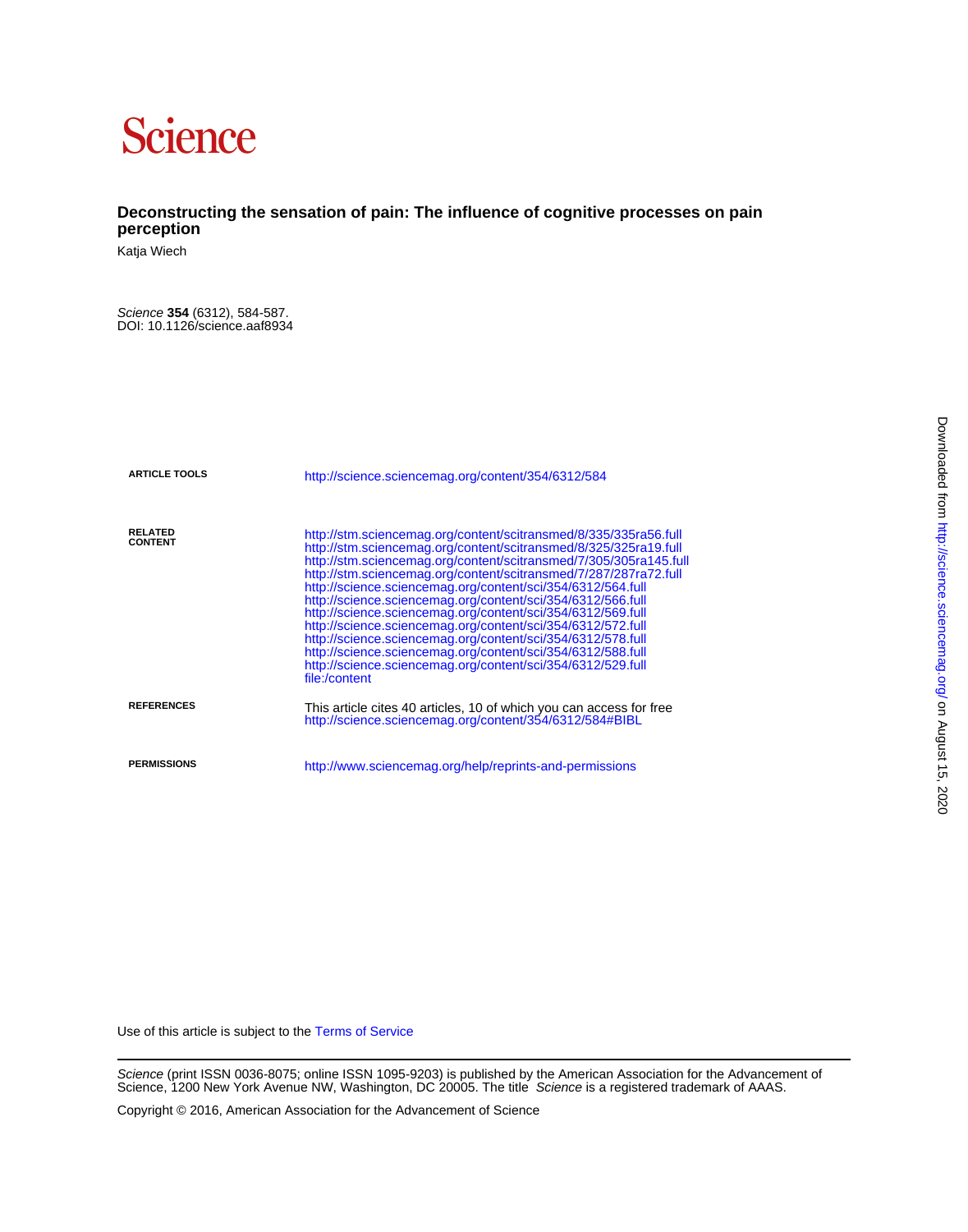# Science

**Deconstructing the sensation of pain: The influence of cognitive processes on pain perception**

Katja Wiech

*Science* **354** (6312), 584-587.
DOI: 10.1126/science.aaf8934

| | |
|---|---|
| **ARTICLE TOOLS** | http://science.sciencemag.org/content/354/6312/584 |
| **RELATED CONTENT** | http://stm.sciencemag.org/content/scitransmed/8/335/335ra56.full<br>http://stm.sciencemag.org/content/scitransmed/8/325/325ra19.full<br>http://stm.sciencemag.org/content/scitransmed/7/305/305ra145.full<br>http://stm.sciencemag.org/content/scitransmed/7/287/287ra72.full<br>http://science.sciencemag.org/content/sci/354/6312/564.full<br>http://science.sciencemag.org/content/sci/354/6312/566.full<br>http://science.sciencemag.org/content/sci/354/6312/569.full<br>http://science.sciencemag.org/content/sci/354/6312/572.full<br>http://science.sciencemag.org/content/sci/354/6312/578.full<br>http://science.sciencemag.org/content/sci/354/6312/588.full<br>http://science.sciencemag.org/content/sci/354/6312/529.full<br>file:/content |
| **REFERENCES** | This article cites 40 articles, 10 of which you can access for free<br>http://science.sciencemag.org/content/354/6312/584#BIBL |
| **PERMISSIONS** | http://www.sciencemag.org/help/reprints-and-permissions |

Downloaded from http://science.sciencemag.org/ on August 15, 2020

Use of this article is subject to the Terms of Service

*Science* (print ISSN 0036-8075; online ISSN 1095-9203) is published by the American Association for the Advancement of Science, 1200 New York Avenue NW, Washington, DC 20005. The title *Science* is a registered trademark of AAAS.

Copyright © 2016, American Association for the Advancement of Science